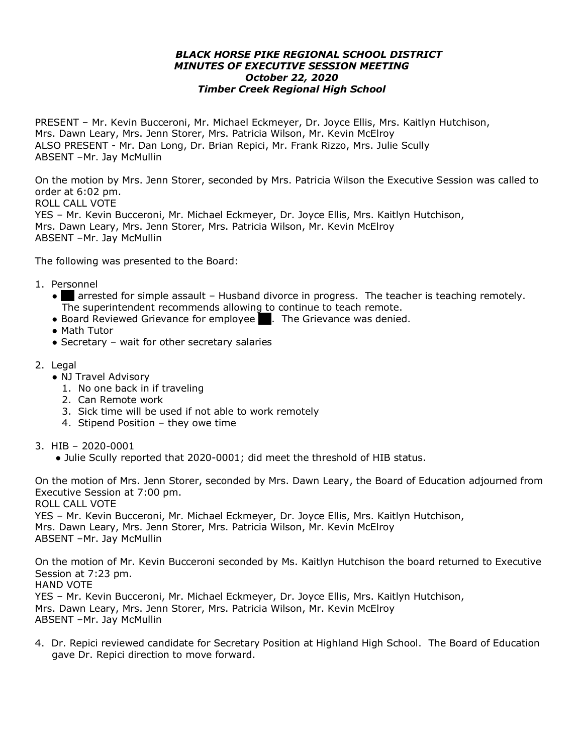***BLACK HORSE PIKE REGIONAL SCHOOL DISTRICT***
***MINUTES OF EXECUTIVE SESSION MEETING***
***October 22, 2020***
***Timber Creek Regional High School***

PRESENT – Mr. Kevin Bucceroni, Mr. Michael Eckmeyer, Dr. Joyce Ellis, Mrs. Kaitlyn Hutchison, Mrs. Dawn Leary, Mrs. Jenn Storer, Mrs. Patricia Wilson, Mr. Kevin McElroy
ALSO PRESENT - Mr. Dan Long, Dr. Brian Repici, Mr. Frank Rizzo, Mrs. Julie Scully
ABSENT –Mr. Jay McMullin

On the motion by Mrs. Jenn Storer, seconded by Mrs. Patricia Wilson the Executive Session was called to order at 6:02 pm.
ROLL CALL VOTE
YES – Mr. Kevin Bucceroni, Mr. Michael Eckmeyer, Dr. Joyce Ellis, Mrs. Kaitlyn Hutchison, Mrs. Dawn Leary, Mrs. Jenn Storer, Mrs. Patricia Wilson, Mr. Kevin McElroy
ABSENT –Mr. Jay McMullin

The following was presented to the Board:

1. Personnel
   - ███ arrested for simple assault – Husband divorce in progress. The teacher is teaching remotely. The superintendent recommends allowing to continue to teach remote.
   - Board Reviewed Grievance for employee ███. The Grievance was denied.
   - Math Tutor
   - Secretary – wait for other secretary salaries

2. Legal
   - NJ Travel Advisory
     1. No one back in if traveling
     2. Can Remote work
     3. Sick time will be used if not able to work remotely
     4. Stipend Position – they owe time

3. HIB – 2020-0001
   - Julie Scully reported that 2020-0001; did meet the threshold of HIB status.

On the motion of Mrs. Jenn Storer, seconded by Mrs. Dawn Leary, the Board of Education adjourned from Executive Session at 7:00 pm.
ROLL CALL VOTE
YES – Mr. Kevin Bucceroni, Mr. Michael Eckmeyer, Dr. Joyce Ellis, Mrs. Kaitlyn Hutchison, Mrs. Dawn Leary, Mrs. Jenn Storer, Mrs. Patricia Wilson, Mr. Kevin McElroy
ABSENT –Mr. Jay McMullin

On the motion of Mr. Kevin Bucceroni seconded by Ms. Kaitlyn Hutchison the board returned to Executive Session at 7:23 pm.
HAND VOTE
YES – Mr. Kevin Bucceroni, Mr. Michael Eckmeyer, Dr. Joyce Ellis, Mrs. Kaitlyn Hutchison, Mrs. Dawn Leary, Mrs. Jenn Storer, Mrs. Patricia Wilson, Mr. Kevin McElroy
ABSENT –Mr. Jay McMullin

4. Dr. Repici reviewed candidate for Secretary Position at Highland High School. The Board of Education gave Dr. Repici direction to move forward.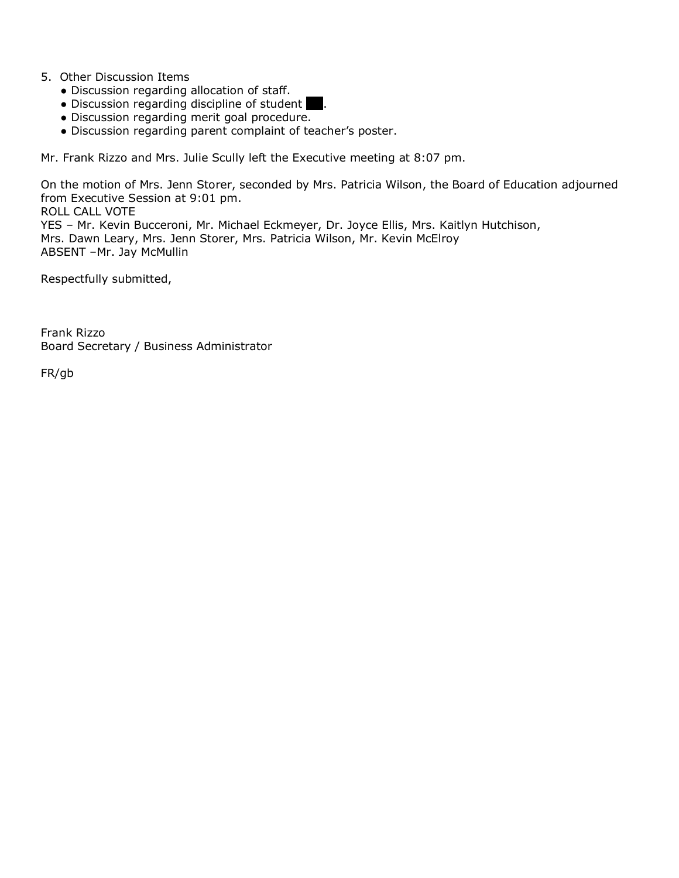5. Other Discussion Items
   - Discussion regarding allocation of staff.
   - Discussion regarding discipline of student ███.
   - Discussion regarding merit goal procedure.
   - Discussion regarding parent complaint of teacher's poster.

Mr. Frank Rizzo and Mrs. Julie Scully left the Executive meeting at 8:07 pm.

On the motion of Mrs. Jenn Storer, seconded by Mrs. Patricia Wilson, the Board of Education adjourned from Executive Session at 9:01 pm.
ROLL CALL VOTE
YES – Mr. Kevin Bucceroni, Mr. Michael Eckmeyer, Dr. Joyce Ellis, Mrs. Kaitlyn Hutchison,
Mrs. Dawn Leary, Mrs. Jenn Storer, Mrs. Patricia Wilson, Mr. Kevin McElroy
ABSENT –Mr. Jay McMullin

Respectfully submitted,

Frank Rizzo
Board Secretary / Business Administrator

FR/gb